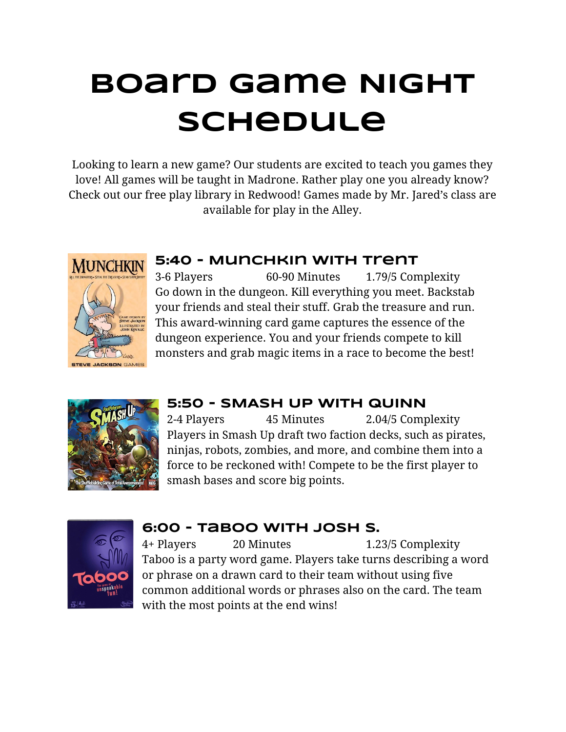# Board Game Night Schedule

Looking to learn a new game? Our students are excited to teach you games they love! All games will be taught in Madrone. Rather play one you already know? Check out our free play library in Redwood! Games made by Mr. Jared's class are available for play in the Alley.

## 5:40 - Munchkin with Trent

3-6 Players 60-90 Minutes 1.79/5 Complexity

Go down in the dungeon. Kill everything you meet. Backstab your friends and steal their stuff. Grab the treasure and run. This award-winning card game captures the essence of the dungeon experience. You and your friends compete to kill monsters and grab magic items in a race to become the best!

## 5:50 - Smash Up with Quinn

2-4 Players 45 Minutes 2.04/5 Complexity

Players in Smash Up draft two faction decks, such as pirates, ninjas, robots, zombies, and more, and combine them into a force to be reckoned with! Compete to be the first player to smash bases and score big points.

## 6:00 - Taboo with Josh S.

4+ Players 20 Minutes 1.23/5 Complexity

Taboo is a party word game. Players take turns describing a word or phrase on a drawn card to their team without using five common additional words or phrases also on the card. The team with the most points at the end wins!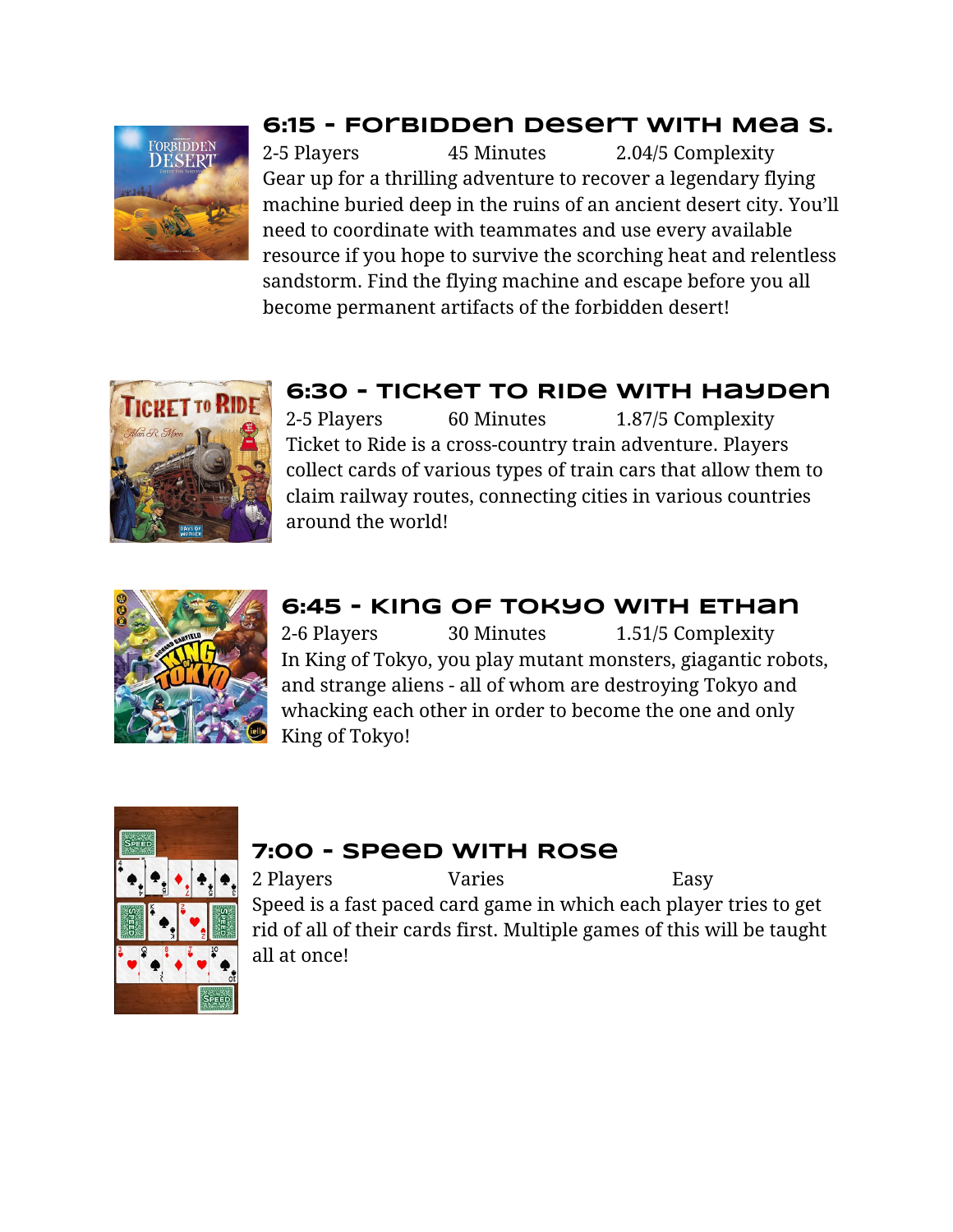## 6:15 - Forbidden Desert with Mea S.

2-5 Players 45 Minutes 2.04/5 Complexity

Gear up for a thrilling adventure to recover a legendary flying machine buried deep in the ruins of an ancient desert city. You'll need to coordinate with teammates and use every available resource if you hope to survive the scorching heat and relentless sandstorm. Find the flying machine and escape before you all become permanent artifacts of the forbidden desert!

## 6:30 - Ticket to Ride with Hayden

2-5 Players 60 Minutes 1.87/5 Complexity

Ticket to Ride is a cross-country train adventure. Players collect cards of various types of train cars that allow them to claim railway routes, connecting cities in various countries around the world!

## 6:45 - King of Tokyo with Ethan

2-6 Players 30 Minutes 1.51/5 Complexity

In King of Tokyo, you play mutant monsters, giagantic robots, and strange aliens - all of whom are destroying Tokyo and whacking each other in order to become the one and only King of Tokyo!

## 7:00 - Speed with Rose

2 Players Varies Easy

Speed is a fast paced card game in which each player tries to get rid of all of their cards first. Multiple games of this will be taught all at once!